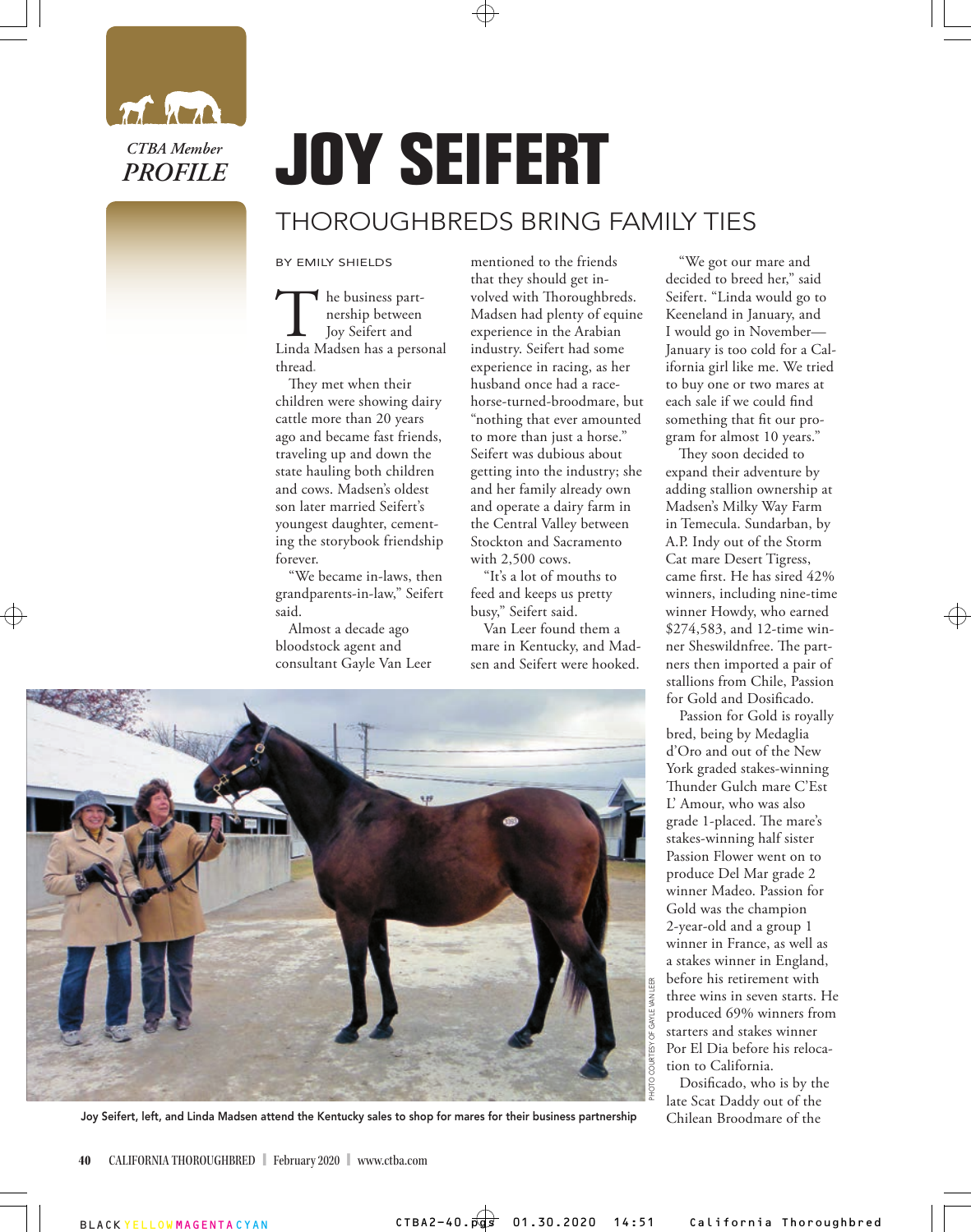*CTBA Member*
***PROFILE***

# JOY SEIFERT

## THOROUGHBREDS BRING FAMILY TIES

BY EMILY SHIELDS

The business partnership between Joy Seifert and Linda Madsen has a personal thread.

They met when their children were showing dairy cattle more than 20 years ago and became fast friends, traveling up and down the state hauling both children and cows. Madsen's oldest son later married Seifert's youngest daughter, cementing the storybook friendship forever.

"We became in-laws, then grandparents-in-law," Seifert said.

Almost a decade ago bloodstock agent and consultant Gayle Van Leer mentioned to the friends that they should get involved with Thoroughbreds. Madsen had plenty of equine experience in the Arabian industry. Seifert had some experience in racing, as her husband once had a racehorse-turned-broodmare, but "nothing that ever amounted to more than just a horse." Seifert was dubious about getting into the industry; she and her family already own and operate a dairy farm in the Central Valley between Stockton and Sacramento with 2,500 cows.

"It's a lot of mouths to feed and keeps us pretty busy," Seifert said.

Van Leer found them a mare in Kentucky, and Madsen and Seifert were hooked.

"We got our mare and decided to breed her," said Seifert. "Linda would go to Keeneland in January, and I would go in November—January is too cold for a California girl like me. We tried to buy one or two mares at each sale if we could find something that fit our program for almost 10 years."

They soon decided to expand their adventure by adding stallion ownership at Madsen's Milky Way Farm in Temecula. Sundarban, by A.P. Indy out of the Storm Cat mare Desert Tigress, came first. He has sired 42% winners, including nine-time winner Howdy, who earned $274,583, and 12-time winner Sheswildnfree. The partners then imported a pair of stallions from Chile, Passion for Gold and Dosificado.

Passion for Gold is royally bred, being by Medaglia d'Oro and out of the New York graded stakes-winning Thunder Gulch mare C'Est L' Amour, who was also grade 1-placed. The mare's stakes-winning half sister Passion Flower went on to produce Del Mar grade 2 winner Madeo. Passion for Gold was the champion 2-year-old and a group 1 winner in France, as well as a stakes winner in England, before his retirement with three wins in seven starts. He produced 69% winners from starters and stakes winner Por El Dia before his relocation to California.

Dosificado, who is by the late Scat Daddy out of the Chilean Broodmare of the

PHOTO COURTESY OF GAYLE VAN LEER

Joy Seifert, left, and Linda Madsen attend the Kentucky sales to shop for mares for their business partnership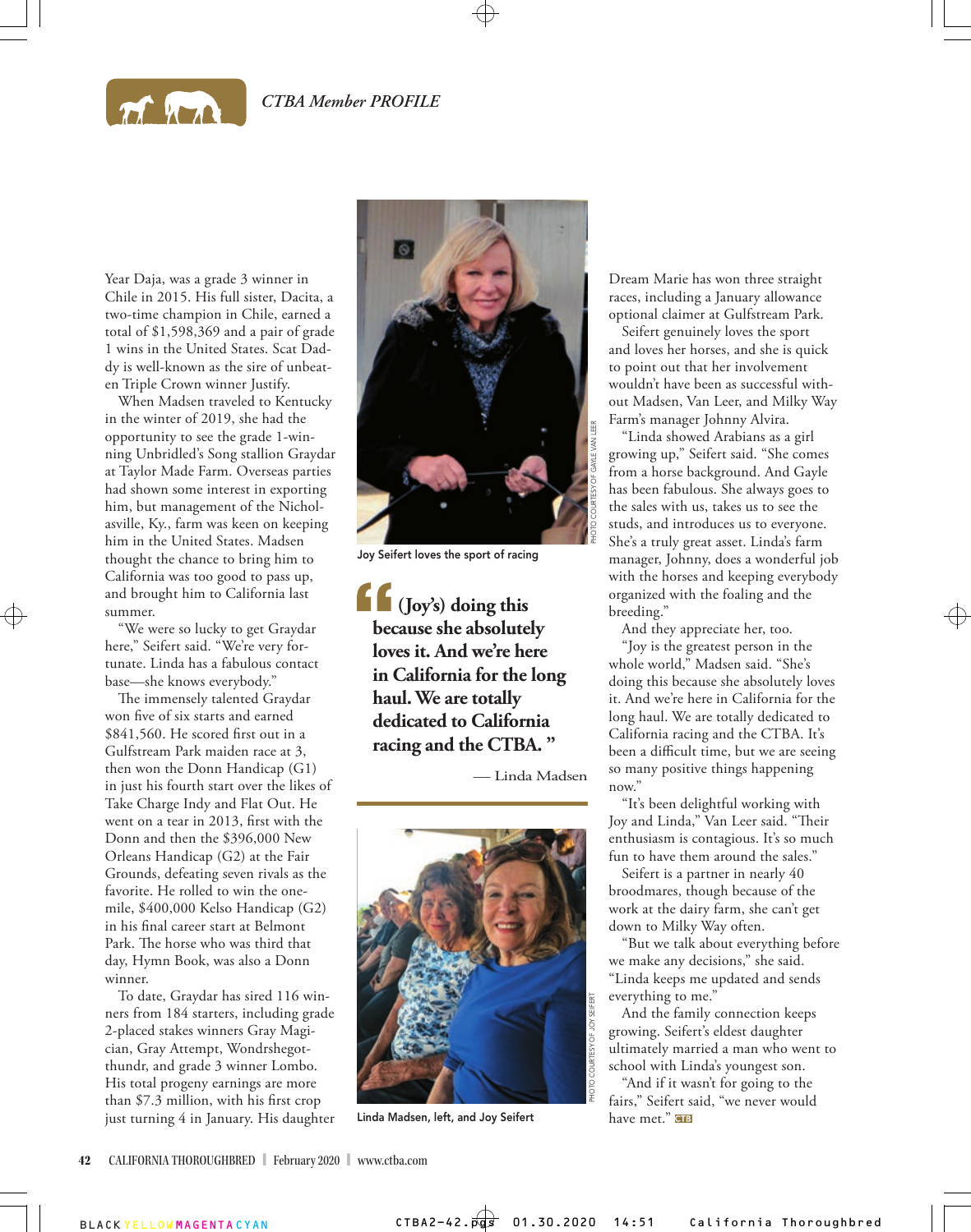*CTBA Member PROFILE*

Year Daja, was a grade 3 winner in Chile in 2015. His full sister, Dacita, a two-time champion in Chile, earned a total of $1,598,369 and a pair of grade 1 wins in the United States. Scat Daddy is well-known as the sire of unbeaten Triple Crown winner Justify.

When Madsen traveled to Kentucky in the winter of 2019, she had the opportunity to see the grade 1-winning Unbridled's Song stallion Graydar at Taylor Made Farm. Overseas parties had shown some interest in exporting him, but management of the Nicholasville, Ky., farm was keen on keeping him in the United States. Madsen thought the chance to bring him to California was too good to pass up, and brought him to California last summer.

"We were so lucky to get Graydar here," Seifert said. "We're very fortunate. Linda has a fabulous contact base—she knows everybody."

The immensely talented Graydar won five of six starts and earned $841,560. He scored first out in a Gulfstream Park maiden race at 3, then won the Donn Handicap (G1) in just his fourth start over the likes of Take Charge Indy and Flat Out. He went on a tear in 2013, first with the Donn and then the $396,000 New Orleans Handicap (G2) at the Fair Grounds, defeating seven rivals as the favorite. He rolled to win the one-mile, $400,000 Kelso Handicap (G2) in his final career start at Belmont Park. The horse who was third that day, Hymn Book, was also a Donn winner.

To date, Graydar has sired 116 winners from 184 starters, including grade 2-placed stakes winners Gray Magician, Gray Attempt, Wondrshegotthundr, and grade 3 winner Lombo. His total progeny earnings are more than $7.3 million, with his first crop just turning 4 in January. His daughter Dream Marie has won three straight races, including a January allowance optional claimer at Gulfstream Park.

PHOTO COURTESY OF GAYLE VAN LEER

Joy Seifert loves the sport of racing

> **"(Joy's) doing this because she absolutely loves it. And we're here in California for the long haul. We are totally dedicated to California racing and the CTBA."**
>
> — Linda Madsen

PHOTO COURTESY OF JOY SEIFERT

Linda Madsen, left, and Joy Seifert

Seifert genuinely loves the sport and loves her horses, and she is quick to point out that her involvement wouldn't have been as successful without Madsen, Van Leer, and Milky Way Farm's manager Johnny Alvira.

"Linda showed Arabians as a girl growing up," Seifert said. "She comes from a horse background. And Gayle has been fabulous. She always goes to the sales with us, takes us to see the studs, and introduces us to everyone. She's a truly great asset. Linda's farm manager, Johnny, does a wonderful job with the horses and keeping everybody organized with the foaling and the breeding."

And they appreciate her, too.

"Joy is the greatest person in the whole world," Madsen said. "She's doing this because she absolutely loves it. And we're here in California for the long haul. We are totally dedicated to California racing and the CTBA. It's been a difficult time, but we are seeing so many positive things happening now."

"It's been delightful working with Joy and Linda," Van Leer said. "Their enthusiasm is contagious. It's so much fun to have them around the sales."

Seifert is a partner in nearly 40 broodmares, though because of the work at the dairy farm, she can't get down to Milky Way often.

"But we talk about everything before we make any decisions," she said. "Linda keeps me updated and sends everything to me."

And the family connection keeps growing. Seifert's eldest daughter ultimately married a man who went to school with Linda's youngest son.

"And if it wasn't for going to the fairs," Seifert said, "we never would have met." CTB